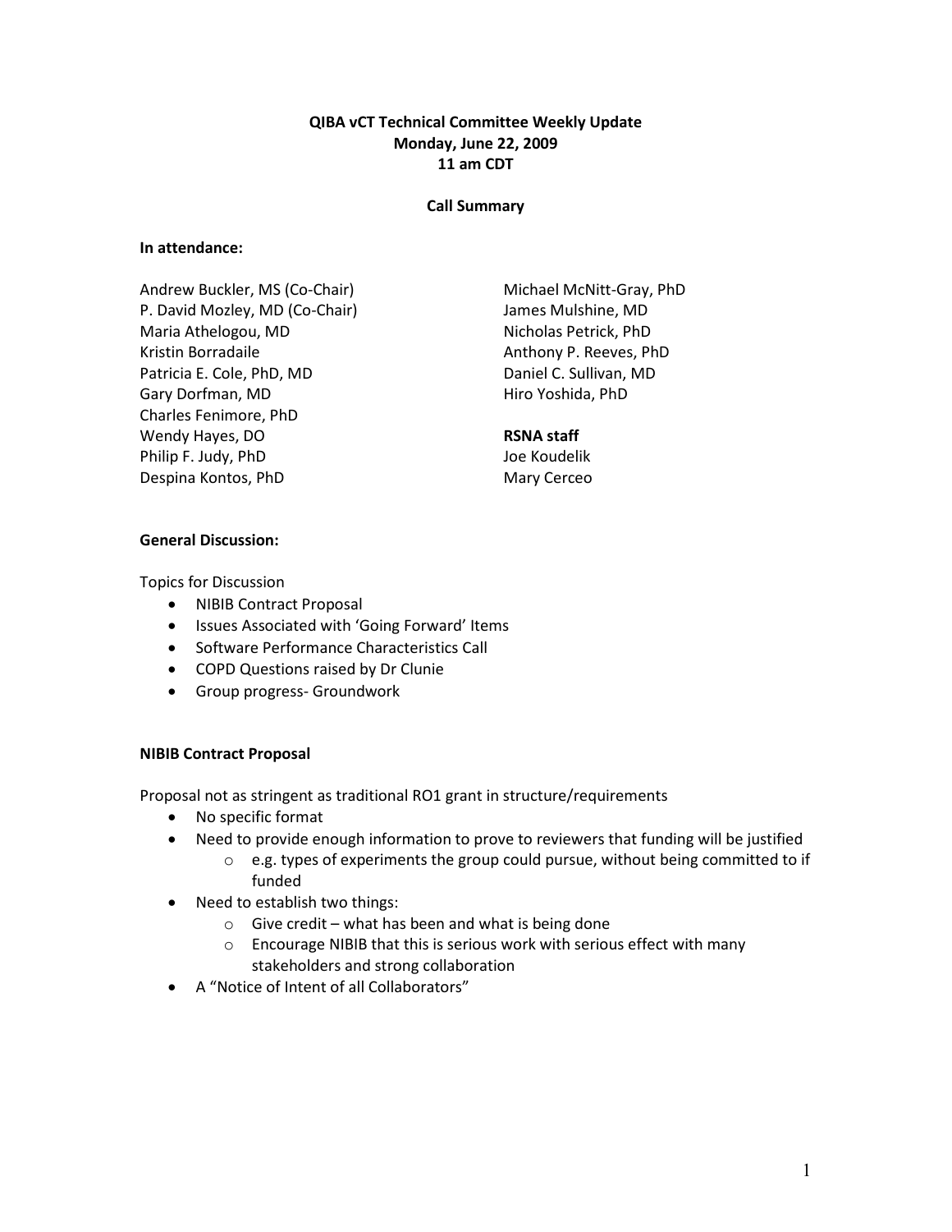**QIBA vCT Technical Committee Weekly Update**
**Monday, June 22, 2009**
**11 am CDT**

**Call Summary**

**In attendance:**

Andrew Buckler, MS (Co-Chair)
P. David Mozley, MD (Co-Chair)
Maria Athelogou, MD
Kristin Borradaile
Patricia E. Cole, PhD, MD
Gary Dorfman, MD
Charles Fenimore, PhD
Wendy Hayes, DO
Philip F. Judy, PhD
Despina Kontos, PhD
Michael McNitt-Gray, PhD
James Mulshine, MD
Nicholas Petrick, PhD
Anthony P. Reeves, PhD
Daniel C. Sullivan, MD
Hiro Yoshida, PhD

**RSNA staff**
Joe Koudelik
Mary Cerceo

**General Discussion:**

Topics for Discussion

- NIBIB Contract Proposal
- Issues Associated with 'Going Forward' Items
- Software Performance Characteristics Call
- COPD Questions raised by Dr Clunie
- Group progress- Groundwork

**NIBIB Contract Proposal**

Proposal not as stringent as traditional RO1 grant in structure/requirements

- No specific format
- Need to provide enough information to prove to reviewers that funding will be justified
    - e.g. types of experiments the group could pursue, without being committed to if funded
- Need to establish two things:
    - Give credit – what has been and what is being done
    - Encourage NIBIB that this is serious work with serious effect with many stakeholders and strong collaboration
- A "Notice of Intent of all Collaborators"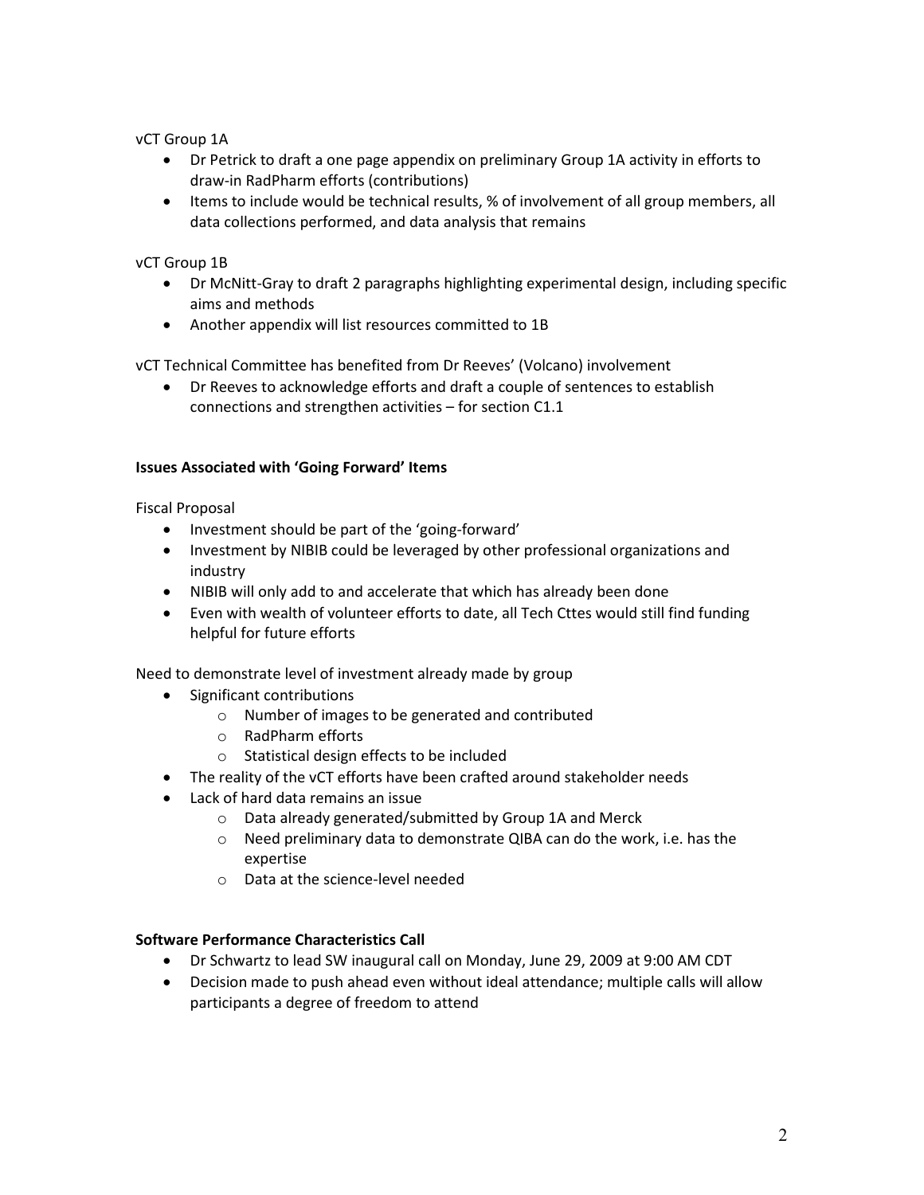vCT Group 1A

- Dr Petrick to draft a one page appendix on preliminary Group 1A activity in efforts to draw-in RadPharm efforts (contributions)
- Items to include would be technical results, % of involvement of all group members, all data collections performed, and data analysis that remains

vCT Group 1B

- Dr McNitt-Gray to draft 2 paragraphs highlighting experimental design, including specific aims and methods
- Another appendix will list resources committed to 1B

vCT Technical Committee has benefited from Dr Reeves' (Volcano) involvement

- Dr Reeves to acknowledge efforts and draft a couple of sentences to establish connections and strengthen activities – for section C1.1

**Issues Associated with 'Going Forward' Items**

Fiscal Proposal

- Investment should be part of the 'going-forward'
- Investment by NIBIB could be leveraged by other professional organizations and industry
- NIBIB will only add to and accelerate that which has already been done
- Even with wealth of volunteer efforts to date, all Tech Cttes would still find funding helpful for future efforts

Need to demonstrate level of investment already made by group

- Significant contributions
  - Number of images to be generated and contributed
  - RadPharm efforts
  - Statistical design effects to be included
- The reality of the vCT efforts have been crafted around stakeholder needs
- Lack of hard data remains an issue
  - Data already generated/submitted by Group 1A and Merck
  - Need preliminary data to demonstrate QIBA can do the work, i.e. has the expertise
  - Data at the science-level needed

**Software Performance Characteristics Call**

- Dr Schwartz to lead SW inaugural call on Monday, June 29, 2009 at 9:00 AM CDT
- Decision made to push ahead even without ideal attendance; multiple calls will allow participants a degree of freedom to attend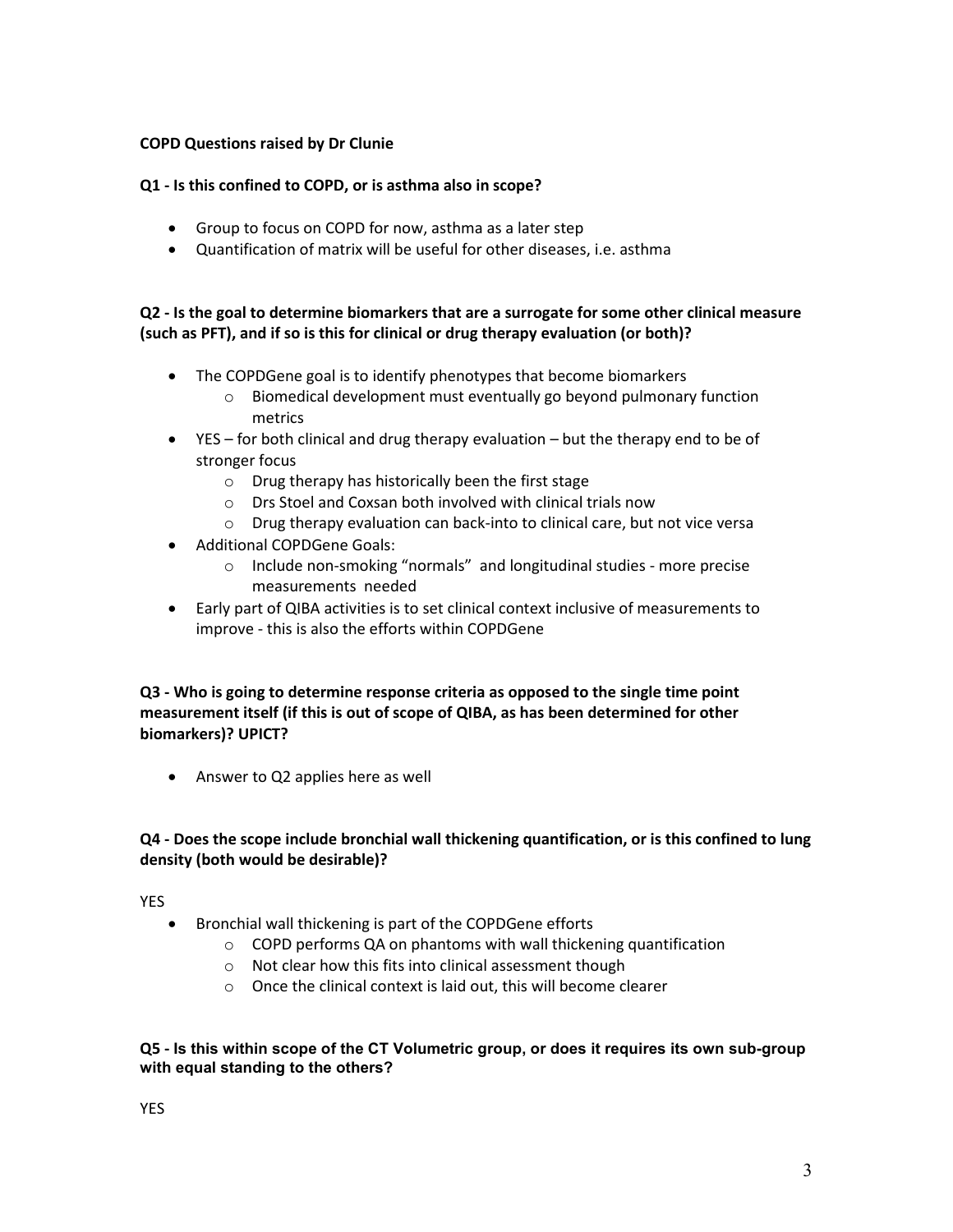**COPD Questions raised by Dr Clunie**

**Q1 - Is this confined to COPD, or is asthma also in scope?**

- Group to focus on COPD for now, asthma as a later step
- Quantification of matrix will be useful for other diseases, i.e. asthma

**Q2 - Is the goal to determine biomarkers that are a surrogate for some other clinical measure (such as PFT), and if so is this for clinical or drug therapy evaluation (or both)?**

- The COPDGene goal is to identify phenotypes that become biomarkers
    - Biomedical development must eventually go beyond pulmonary function metrics
- YES – for both clinical and drug therapy evaluation – but the therapy end to be of stronger focus
    - Drug therapy has historically been the first stage
    - Drs Stoel and Coxsan both involved with clinical trials now
    - Drug therapy evaluation can back-into to clinical care, but not vice versa
- Additional COPDGene Goals:
    - Include non-smoking "normals" and longitudinal studies - more precise measurements needed
- Early part of QIBA activities is to set clinical context inclusive of measurements to improve - this is also the efforts within COPDGene

**Q3 - Who is going to determine response criteria as opposed to the single time point measurement itself (if this is out of scope of QIBA, as has been determined for other biomarkers)? UPICT?**

- Answer to Q2 applies here as well

**Q4 - Does the scope include bronchial wall thickening quantification, or is this confined to lung density (both would be desirable)?**

YES

- Bronchial wall thickening is part of the COPDGene efforts
    - COPD performs QA on phantoms with wall thickening quantification
    - Not clear how this fits into clinical assessment though
    - Once the clinical context is laid out, this will become clearer

**Q5 - Is this within scope of the CT Volumetric group, or does it requires its own sub-group with equal standing to the others?**

YES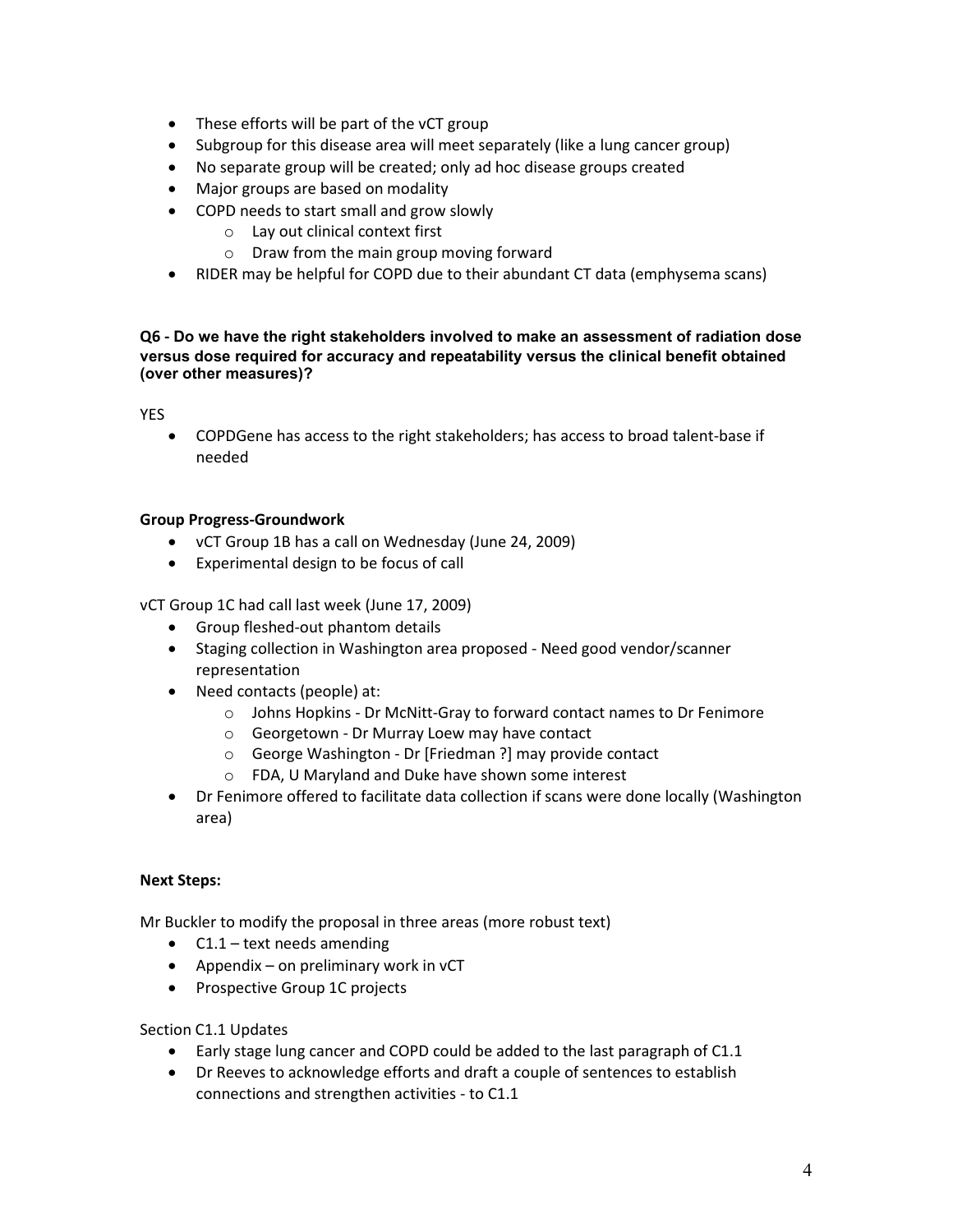- These efforts will be part of the vCT group
- Subgroup for this disease area will meet separately (like a lung cancer group)
- No separate group will be created; only ad hoc disease groups created
- Major groups are based on modality
- COPD needs to start small and grow slowly
  - Lay out clinical context first
  - Draw from the main group moving forward
- RIDER may be helpful for COPD due to their abundant CT data (emphysema scans)

**Q6 - Do we have the right stakeholders involved to make an assessment of radiation dose versus dose required for accuracy and repeatability versus the clinical benefit obtained (over other measures)?**

YES

- COPDGene has access to the right stakeholders; has access to broad talent-base if needed

**Group Progress-Groundwork**

- vCT Group 1B has a call on Wednesday (June 24, 2009)
- Experimental design to be focus of call

vCT Group 1C had call last week (June 17, 2009)

- Group fleshed-out phantom details
- Staging collection in Washington area proposed - Need good vendor/scanner representation
- Need contacts (people) at:
  - Johns Hopkins - Dr McNitt-Gray to forward contact names to Dr Fenimore
  - Georgetown - Dr Murray Loew may have contact
  - George Washington - Dr [Friedman ?] may provide contact
  - FDA, U Maryland and Duke have shown some interest
- Dr Fenimore offered to facilitate data collection if scans were done locally (Washington area)

**Next Steps:**

Mr Buckler to modify the proposal in three areas (more robust text)

- C1.1 – text needs amending
- Appendix – on preliminary work in vCT
- Prospective Group 1C projects

Section C1.1 Updates

- Early stage lung cancer and COPD could be added to the last paragraph of C1.1
- Dr Reeves to acknowledge efforts and draft a couple of sentences to establish connections and strengthen activities - to C1.1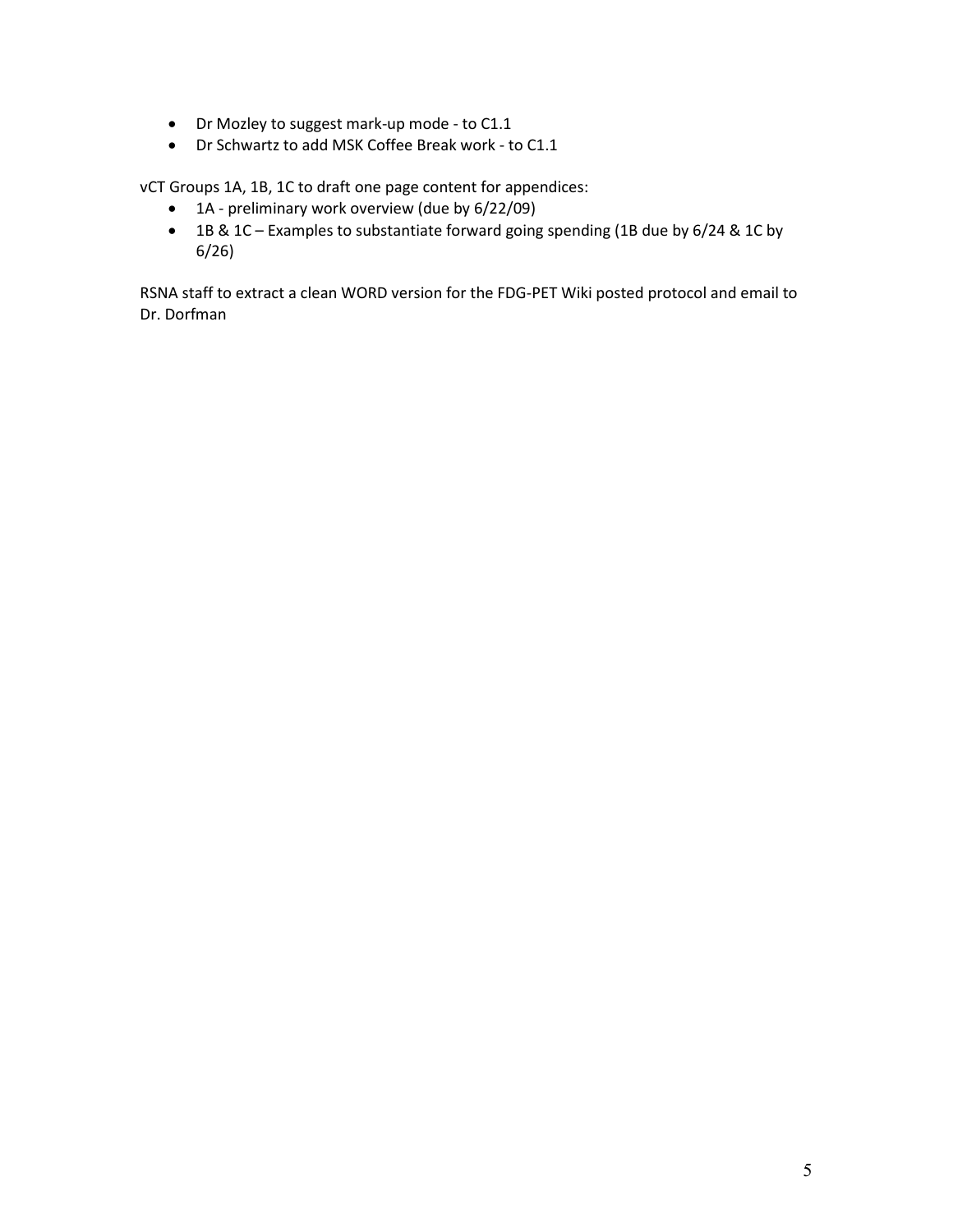- Dr Mozley to suggest mark-up mode - to C1.1
- Dr Schwartz to add MSK Coffee Break work - to C1.1

vCT Groups 1A, 1B, 1C to draft one page content for appendices:

- 1A - preliminary work overview (due by 6/22/09)
- 1B & 1C – Examples to substantiate forward going spending (1B due by 6/24 & 1C by 6/26)

RSNA staff to extract a clean WORD version for the FDG-PET Wiki posted protocol and email to Dr. Dorfman